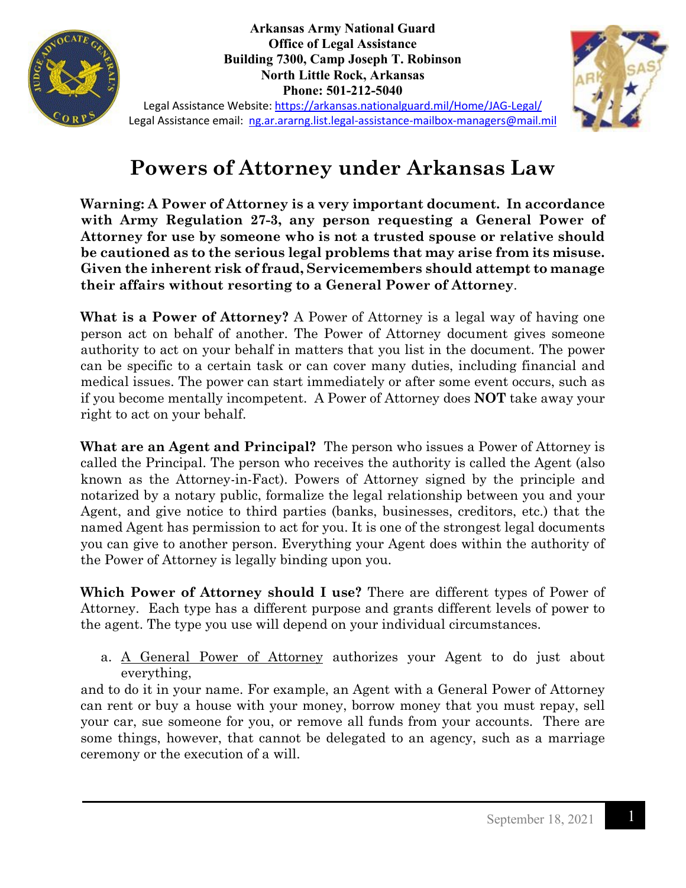**Arkansas Army National Guard**
**Office of Legal Assistance**
**Building 7300, Camp Joseph T. Robinson**
**North Little Rock, Arkansas**
**Phone: 501-212-5040**

Legal Assistance Website: https://arkansas.nationalguard.mil/Home/JAG-Legal/
Legal Assistance email: ng.ar.ararng.list.legal-assistance-mailbox-managers@mail.mil

# Powers of Attorney under Arkansas Law

**Warning: A Power of Attorney is a very important document. In accordance with Army Regulation 27-3, any person requesting a General Power of Attorney for use by someone who is not a trusted spouse or relative should be cautioned as to the serious legal problems that may arise from its misuse. Given the inherent risk of fraud, Servicemembers should attempt to manage their affairs without resorting to a General Power of Attorney**.

**What is a Power of Attorney?** A Power of Attorney is a legal way of having one person act on behalf of another. The Power of Attorney document gives someone authority to act on your behalf in matters that you list in the document. The power can be specific to a certain task or can cover many duties, including financial and medical issues. The power can start immediately or after some event occurs, such as if you become mentally incompetent. A Power of Attorney does **NOT** take away your right to act on your behalf.

**What are an Agent and Principal?** The person who issues a Power of Attorney is called the Principal. The person who receives the authority is called the Agent (also known as the Attorney-in-Fact). Powers of Attorney signed by the principle and notarized by a notary public, formalize the legal relationship between you and your Agent, and give notice to third parties (banks, businesses, creditors, etc.) that the named Agent has permission to act for you. It is one of the strongest legal documents you can give to another person. Everything your Agent does within the authority of the Power of Attorney is legally binding upon you.

**Which Power of Attorney should I use?** There are different types of Power of Attorney. Each type has a different purpose and grants different levels of power to the agent. The type you use will depend on your individual circumstances.

a. <u>A General Power of Attorney</u> authorizes your Agent to do just about everything,

and to do it in your name. For example, an Agent with a General Power of Attorney can rent or buy a house with your money, borrow money that you must repay, sell your car, sue someone for you, or remove all funds from your accounts. There are some things, however, that cannot be delegated to an agency, such as a marriage ceremony or the execution of a will.

September 18, 2021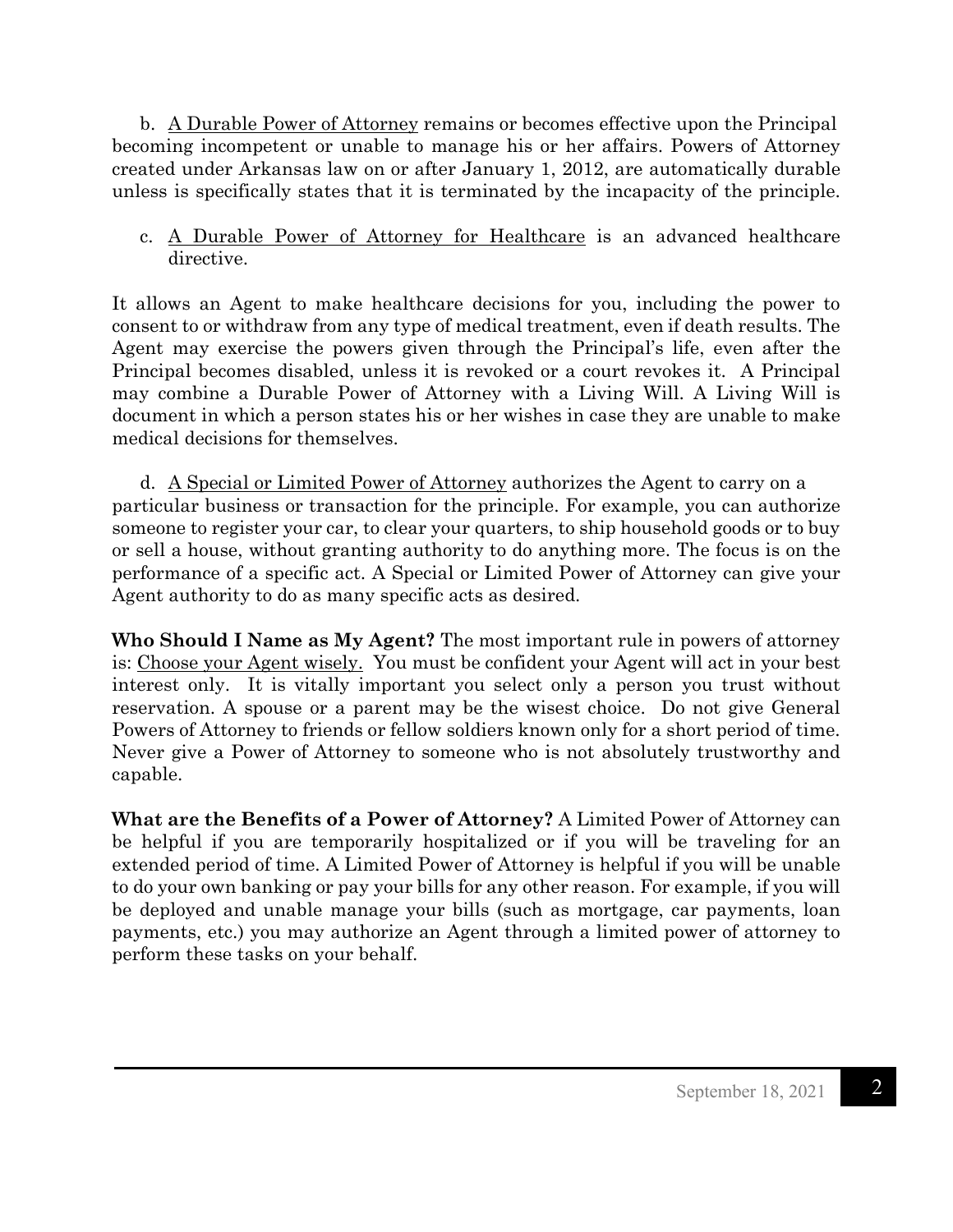b. <u>A Durable Power of Attorney</u> remains or becomes effective upon the Principal becoming incompetent or unable to manage his or her affairs. Powers of Attorney created under Arkansas law on or after January 1, 2012, are automatically durable unless is specifically states that it is terminated by the incapacity of the principle.

c. <u>A Durable Power of Attorney for Healthcare</u> is an advanced healthcare directive.

It allows an Agent to make healthcare decisions for you, including the power to consent to or withdraw from any type of medical treatment, even if death results. The Agent may exercise the powers given through the Principal's life, even after the Principal becomes disabled, unless it is revoked or a court revokes it. A Principal may combine a Durable Power of Attorney with a Living Will. A Living Will is document in which a person states his or her wishes in case they are unable to make medical decisions for themselves.

d. <u>A Special or Limited Power of Attorney</u> authorizes the Agent to carry on a particular business or transaction for the principle. For example, you can authorize someone to register your car, to clear your quarters, to ship household goods or to buy or sell a house, without granting authority to do anything more. The focus is on the performance of a specific act. A Special or Limited Power of Attorney can give your Agent authority to do as many specific acts as desired.

**Who Should I Name as My Agent?** The most important rule in powers of attorney is: <u>Choose your Agent wisely.</u> You must be confident your Agent will act in your best interest only. It is vitally important you select only a person you trust without reservation. A spouse or a parent may be the wisest choice. Do not give General Powers of Attorney to friends or fellow soldiers known only for a short period of time. Never give a Power of Attorney to someone who is not absolutely trustworthy and capable.

**What are the Benefits of a Power of Attorney?** A Limited Power of Attorney can be helpful if you are temporarily hospitalized or if you will be traveling for an extended period of time. A Limited Power of Attorney is helpful if you will be unable to do your own banking or pay your bills for any other reason. For example, if you will be deployed and unable manage your bills (such as mortgage, car payments, loan payments, etc.) you may authorize an Agent through a limited power of attorney to perform these tasks on your behalf.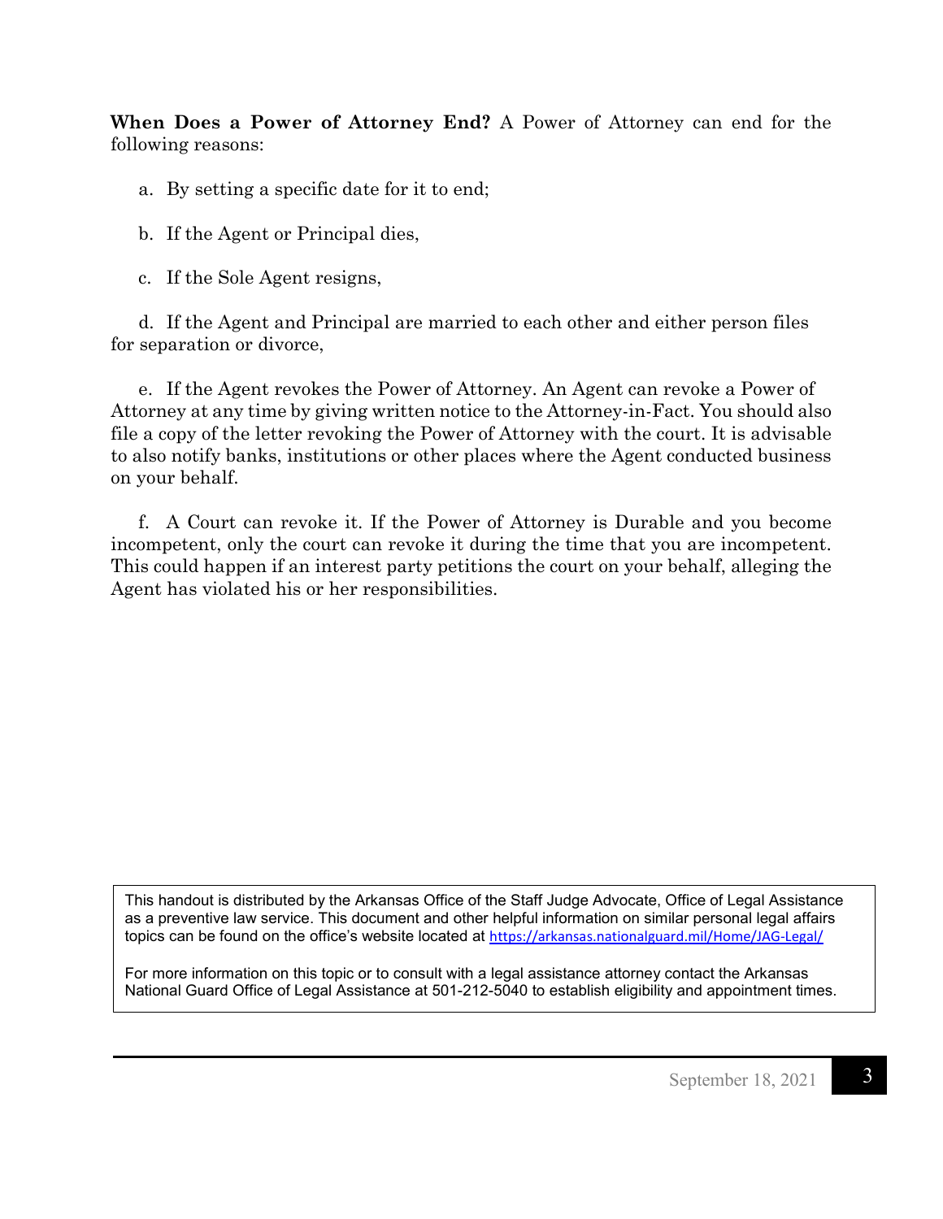**When Does a Power of Attorney End?** A Power of Attorney can end for the following reasons:

a. By setting a specific date for it to end;

b. If the Agent or Principal dies,

c. If the Sole Agent resigns,

d. If the Agent and Principal are married to each other and either person files for separation or divorce,

e. If the Agent revokes the Power of Attorney. An Agent can revoke a Power of Attorney at any time by giving written notice to the Attorney-in-Fact. You should also file a copy of the letter revoking the Power of Attorney with the court. It is advisable to also notify banks, institutions or other places where the Agent conducted business on your behalf.

f. A Court can revoke it. If the Power of Attorney is Durable and you become incompetent, only the court can revoke it during the time that you are incompetent. This could happen if an interest party petitions the court on your behalf, alleging the Agent has violated his or her responsibilities.

This handout is distributed by the Arkansas Office of the Staff Judge Advocate, Office of Legal Assistance as a preventive law service. This document and other helpful information on similar personal legal affairs topics can be found on the office's website located at https://arkansas.nationalguard.mil/Home/JAG-Legal/

For more information on this topic or to consult with a legal assistance attorney contact the Arkansas National Guard Office of Legal Assistance at 501-212-5040 to establish eligibility and appointment times.

September 18, 2021